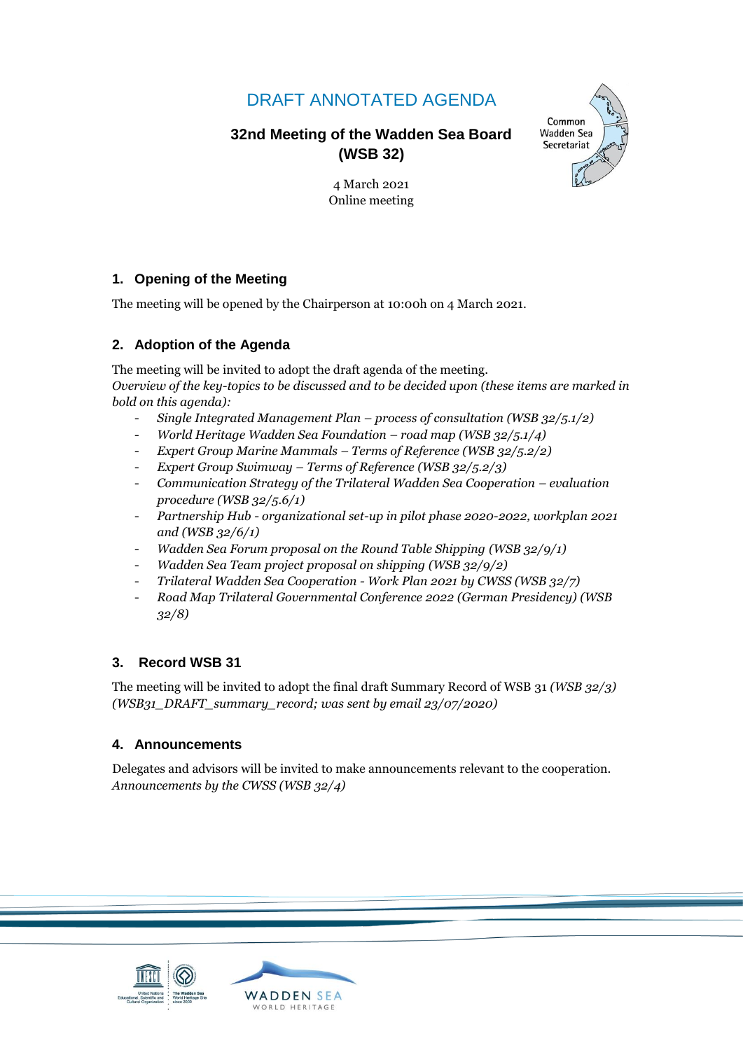# DRAFT ANNOTATED AGENDA

## 32nd Meeting of the Wadden Sea Board (WSB 32)

4 March 2021
Online meeting

### 1. Opening of the Meeting

The meeting will be opened by the Chairperson at 10:00h on 4 March 2021.

### 2. Adoption of the Agenda

The meeting will be invited to adopt the draft agenda of the meeting.
*Overview of the key-topics to be discussed and to be decided upon (these items are marked in bold on this agenda):*

- *Single Integrated Management Plan – process of consultation (WSB 32/5.1/2)*
- *World Heritage Wadden Sea Foundation – road map (WSB 32/5.1/4)*
- *Expert Group Marine Mammals – Terms of Reference (WSB 32/5.2/2)*
- *Expert Group Swimway – Terms of Reference (WSB 32/5.2/3)*
- *Communication Strategy of the Trilateral Wadden Sea Cooperation – evaluation procedure (WSB 32/5.6/1)*
- *Partnership Hub - organizational set-up in pilot phase 2020-2022, workplan 2021 and (WSB 32/6/1)*
- *Wadden Sea Forum proposal on the Round Table Shipping (WSB 32/9/1)*
- *Wadden Sea Team project proposal on shipping (WSB 32/9/2)*
- *Trilateral Wadden Sea Cooperation - Work Plan 2021 by CWSS (WSB 32/7)*
- *Road Map Trilateral Governmental Conference 2022 (German Presidency) (WSB 32/8)*

### 3. Record WSB 31

The meeting will be invited to adopt the final draft Summary Record of WSB 31 *(WSB 32/3) (WSB31_DRAFT_summary_record; was sent by email 23/07/2020)*

### 4. Announcements

Delegates and advisors will be invited to make announcements relevant to the cooperation.
*Announcements by the CWSS (WSB 32/4)*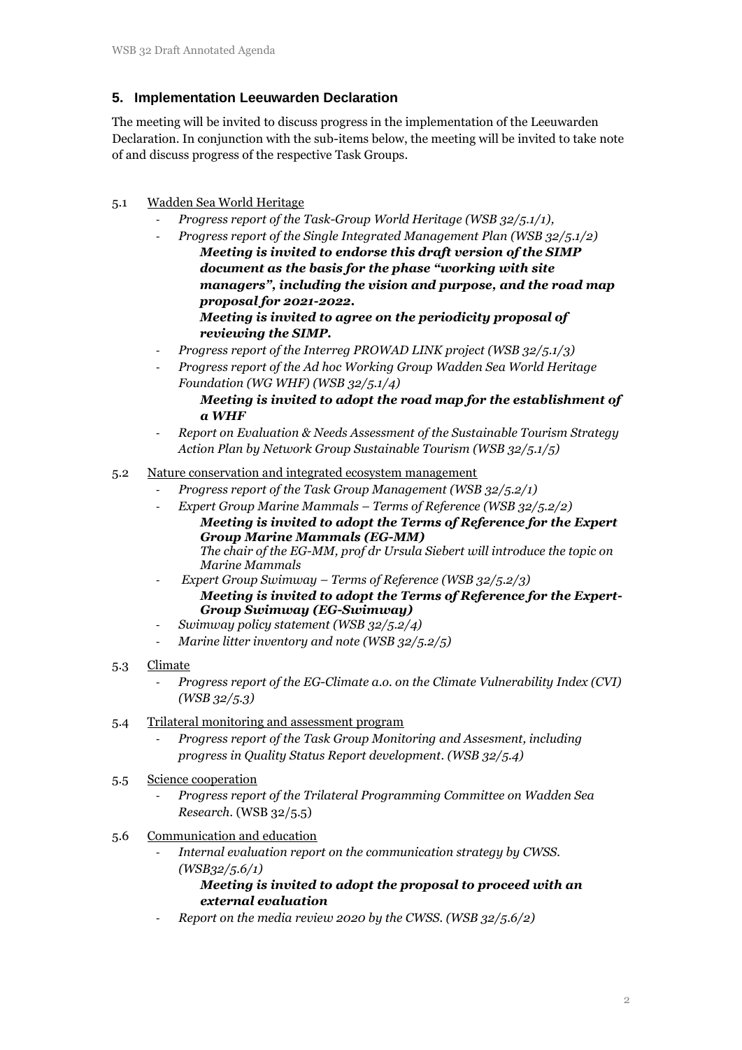## 5. Implementation Leeuwarden Declaration

The meeting will be invited to discuss progress in the implementation of the Leeuwarden Declaration. In conjunction with the sub-items below, the meeting will be invited to take note of and discuss progress of the respective Task Groups.

5.1 Wadden Sea World Heritage

- *Progress report of the Task-Group World Heritage (WSB 32/5.1/1),*
- *Progress report of the Single Integrated Management Plan (WSB 32/5.1/2)*

  ***Meeting is invited to endorse this draft version of the SIMP document as the basis for the phase "working with site managers", including the vision and purpose, and the road map proposal for 2021-2022.***

  ***Meeting is invited to agree on the periodicity proposal of reviewing the SIMP.***
- *Progress report of the Interreg PROWAD LINK project (WSB 32/5.1/3)*
- *Progress report of the Ad hoc Working Group Wadden Sea World Heritage Foundation (WG WHF) (WSB 32/5.1/4)*

  ***Meeting is invited to adopt the road map for the establishment of a WHF***
- *Report on Evaluation & Needs Assessment of the Sustainable Tourism Strategy Action Plan by Network Group Sustainable Tourism (WSB 32/5.1/5)*

5.2 Nature conservation and integrated ecosystem management

- *Progress report of the Task Group Management (WSB 32/5.2/1)*
- *Expert Group Marine Mammals – Terms of Reference (WSB 32/5.2/2)*

  ***Meeting is invited to adopt the Terms of Reference for the Expert Group Marine Mammals (EG-MM)***

  *The chair of the EG-MM, prof dr Ursula Siebert will introduce the topic on Marine Mammals*
- *Expert Group Swimway – Terms of Reference (WSB 32/5.2/3)*

  ***Meeting is invited to adopt the Terms of Reference for the Expert-Group Swimway (EG-Swimway)***
- *Swimway policy statement (WSB 32/5.2/4)*
- *Marine litter inventory and note (WSB 32/5.2/5)*

5.3 Climate

- *Progress report of the EG-Climate a.o. on the Climate Vulnerability Index (CVI) (WSB 32/5.3)*

5.4 Trilateral monitoring and assessment program

- *Progress report of the Task Group Monitoring and Assesment, including progress in Quality Status Report development. (WSB 32/5.4)*

5.5 Science cooperation

- *Progress report of the Trilateral Programming Committee on Wadden Sea Research.* (WSB 32/5.5)

5.6 Communication and education

- *Internal evaluation report on the communication strategy by CWSS. (WSB32/5.6/1)*

  ***Meeting is invited to adopt the proposal to proceed with an external evaluation***
- *Report on the media review 2020 by the CWSS. (WSB 32/5.6/2)*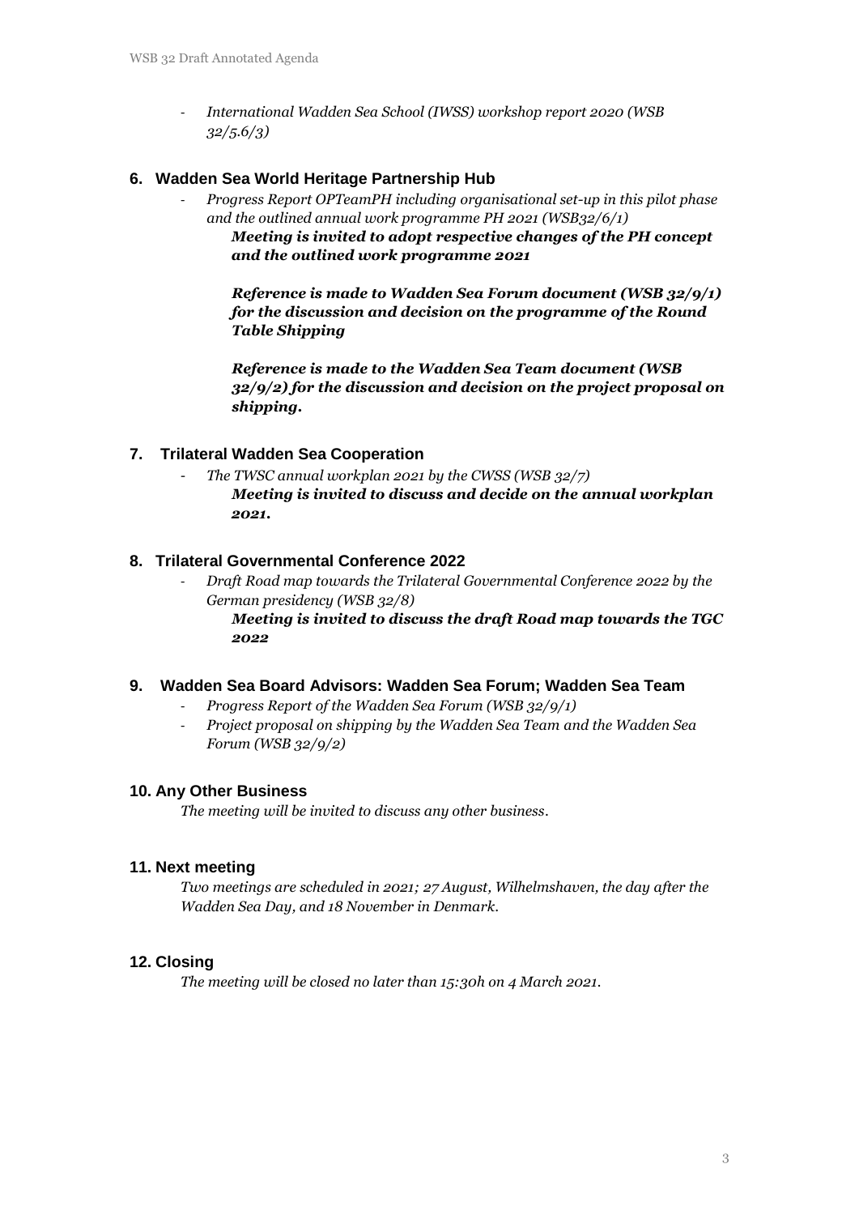- *International Wadden Sea School (IWSS) workshop report 2020 (WSB 32/5.6/3)*

## 6. Wadden Sea World Heritage Partnership Hub

- *Progress Report OPTeamPH including organisational set-up in this pilot phase and the outlined annual work programme PH 2021 (WSB32/6/1)*

  ***Meeting is invited to adopt respective changes of the PH concept and the outlined work programme 2021***

  ***Reference is made to Wadden Sea Forum document (WSB 32/9/1) for the discussion and decision on the programme of the Round Table Shipping***

  ***Reference is made to the Wadden Sea Team document (WSB 32/9/2) for the discussion and decision on the project proposal on shipping.***

## 7. Trilateral Wadden Sea Cooperation

- *The TWSC annual workplan 2021 by the CWSS (WSB 32/7)*

  ***Meeting is invited to discuss and decide on the annual workplan 2021.***

## 8. Trilateral Governmental Conference 2022

- *Draft Road map towards the Trilateral Governmental Conference 2022 by the German presidency (WSB 32/8)*

  ***Meeting is invited to discuss the draft Road map towards the TGC 2022***

## 9. Wadden Sea Board Advisors: Wadden Sea Forum; Wadden Sea Team

- *Progress Report of the Wadden Sea Forum (WSB 32/9/1)*
- *Project proposal on shipping by the Wadden Sea Team and the Wadden Sea Forum (WSB 32/9/2)*

## 10. Any Other Business

*The meeting will be invited to discuss any other business.*

## 11. Next meeting

*Two meetings are scheduled in 2021; 27 August, Wilhelmshaven, the day after the Wadden Sea Day, and 18 November in Denmark.*

## 12. Closing

*The meeting will be closed no later than 15:30h on 4 March 2021.*